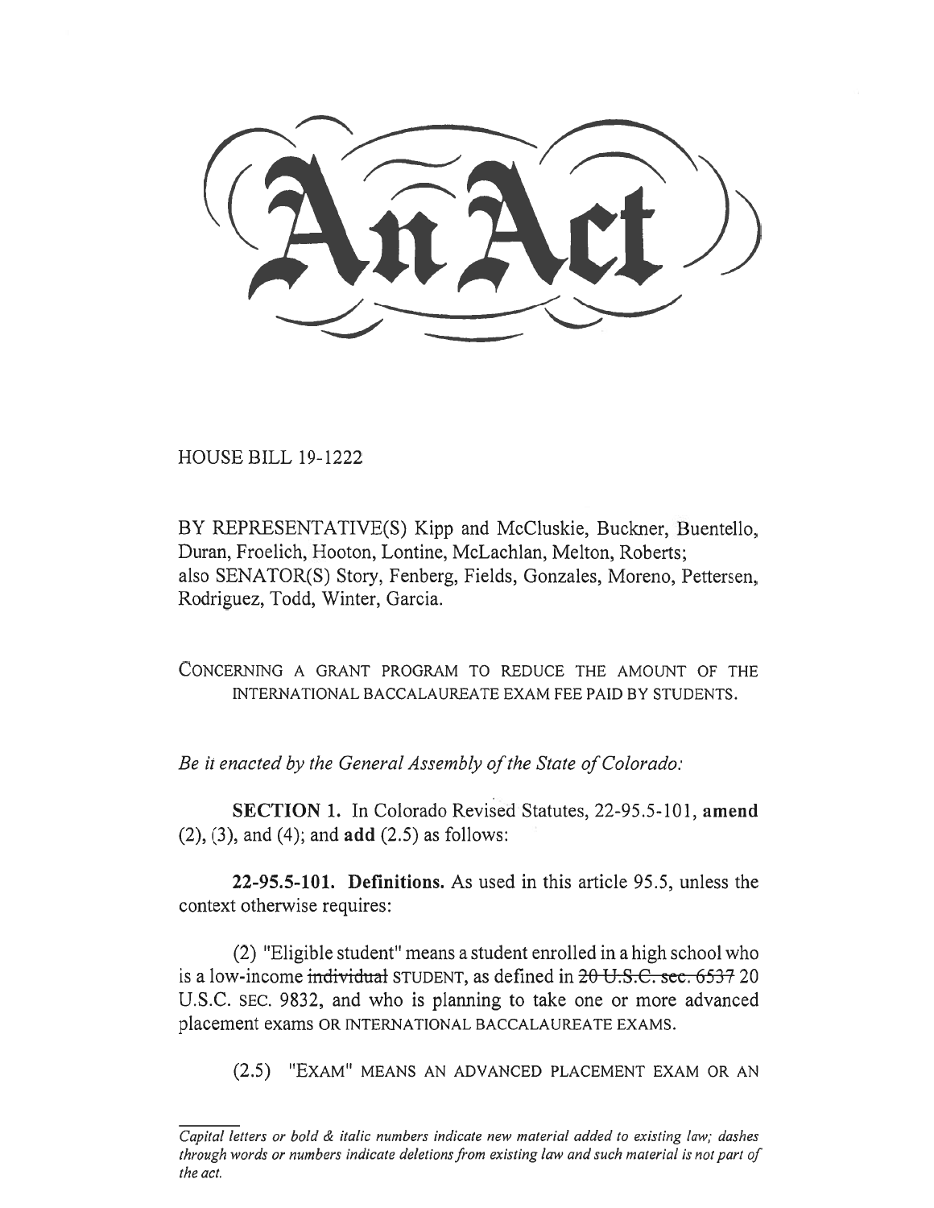# An Act

HOUSE BILL 19-1222

BY REPRESENTATIVE(S) Kipp and McCluskie, Buckner, Buentello, Duran, Froelich, Hooton, Lontine, McLachlan, Melton, Roberts; also SENATOR(S) Story, Fenberg, Fields, Gonzales, Moreno, Pettersen, Rodriguez, Todd, Winter, Garcia.

CONCERNING A GRANT PROGRAM TO REDUCE THE AMOUNT OF THE INTERNATIONAL BACCALAUREATE EXAM FEE PAID BY STUDENTS.

*Be it enacted by the General Assembly of the State of Colorado:*

**SECTION 1.** In Colorado Revised Statutes, 22-95.5-101, **amend** (2), (3), and (4); and **add** (2.5) as follows:

**22-95.5-101. Definitions.** As used in this article 95.5, unless the context otherwise requires:

(2) "Eligible student" means a student enrolled in a high school who is a low-income ~~individual~~ STUDENT, as defined in ~~20 U.S.C. sec. 6537~~ 20 U.S.C. SEC. 9832, and who is planning to take one or more advanced placement exams OR INTERNATIONAL BACCALAUREATE EXAMS.

(2.5) "EXAM" MEANS AN ADVANCED PLACEMENT EXAM OR AN

*Capital letters or bold & italic numbers indicate new material added to existing law; dashes through words or numbers indicate deletions from existing law and such material is not part of the act.*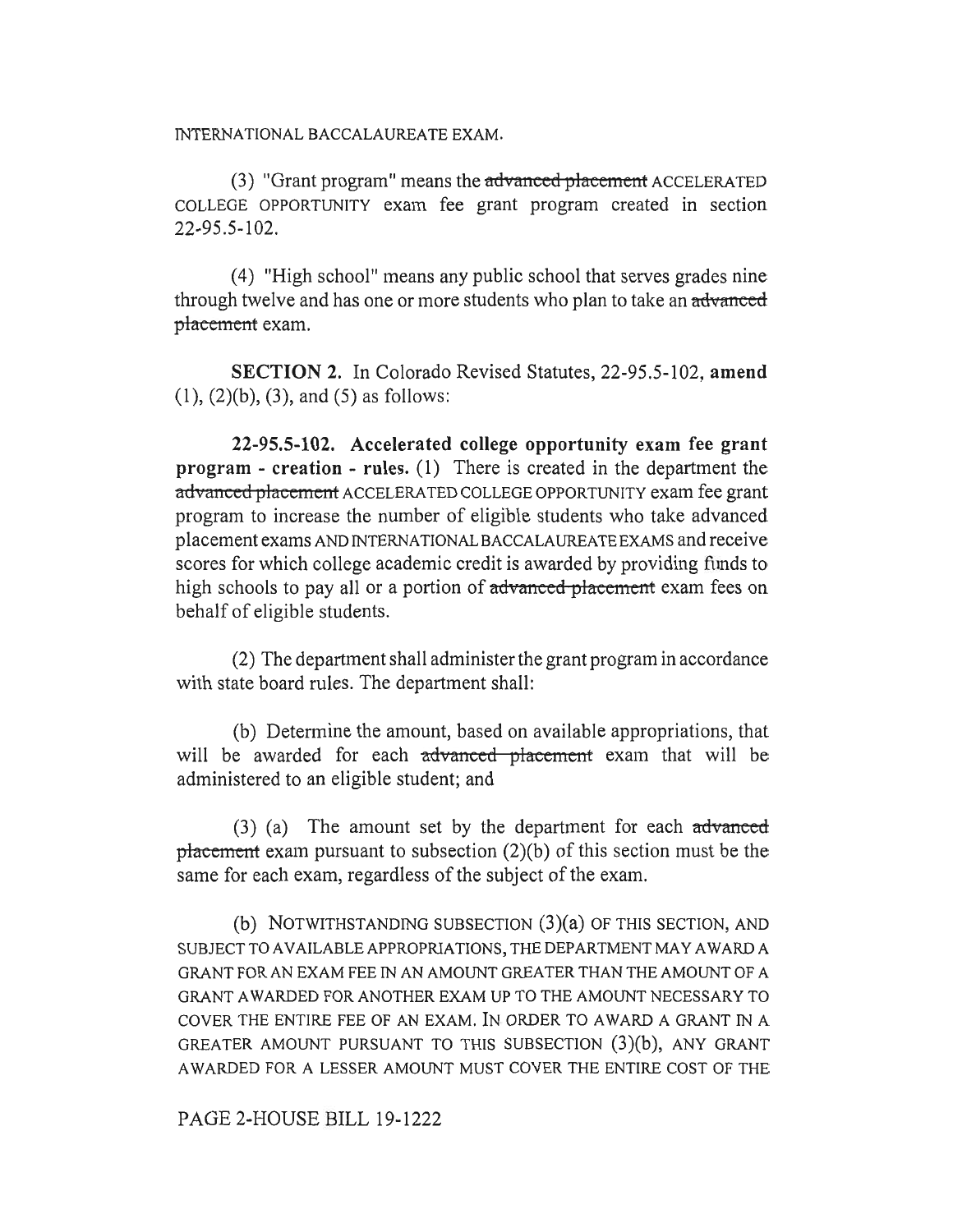INTERNATIONAL BACCALAUREATE EXAM.

(3) "Grant program" means the ~~advanced placement~~ ACCELERATED COLLEGE OPPORTUNITY exam fee grant program created in section 22-95.5-102.

(4) "High school" means any public school that serves grades nine through twelve and has one or more students who plan to take an ~~advanced placement~~ exam.

**SECTION 2.** In Colorado Revised Statutes, 22-95.5-102, **amend** (1), (2)(b), (3), and (5) as follows:

**22-95.5-102. Accelerated college opportunity exam fee grant program - creation - rules.** (1) There is created in the department the ~~advanced placement~~ ACCELERATED COLLEGE OPPORTUNITY exam fee grant program to increase the number of eligible students who take advanced placement exams AND INTERNATIONAL BACCALAUREATE EXAMS and receive scores for which college academic credit is awarded by providing funds to high schools to pay all or a portion of ~~advanced placement~~ exam fees on behalf of eligible students.

(2) The department shall administer the grant program in accordance with state board rules. The department shall:

(b) Determine the amount, based on available appropriations, that will be awarded for each ~~advanced placement~~ exam that will be administered to an eligible student; and

(3) (a) The amount set by the department for each ~~advanced placement~~ exam pursuant to subsection (2)(b) of this section must be the same for each exam, regardless of the subject of the exam.

(b) NOTWITHSTANDING SUBSECTION (3)(a) OF THIS SECTION, AND SUBJECT TO AVAILABLE APPROPRIATIONS, THE DEPARTMENT MAY AWARD A GRANT FOR AN EXAM FEE IN AN AMOUNT GREATER THAN THE AMOUNT OF A GRANT AWARDED FOR ANOTHER EXAM UP TO THE AMOUNT NECESSARY TO COVER THE ENTIRE FEE OF AN EXAM. IN ORDER TO AWARD A GRANT IN A GREATER AMOUNT PURSUANT TO THIS SUBSECTION (3)(b), ANY GRANT AWARDED FOR A LESSER AMOUNT MUST COVER THE ENTIRE COST OF THE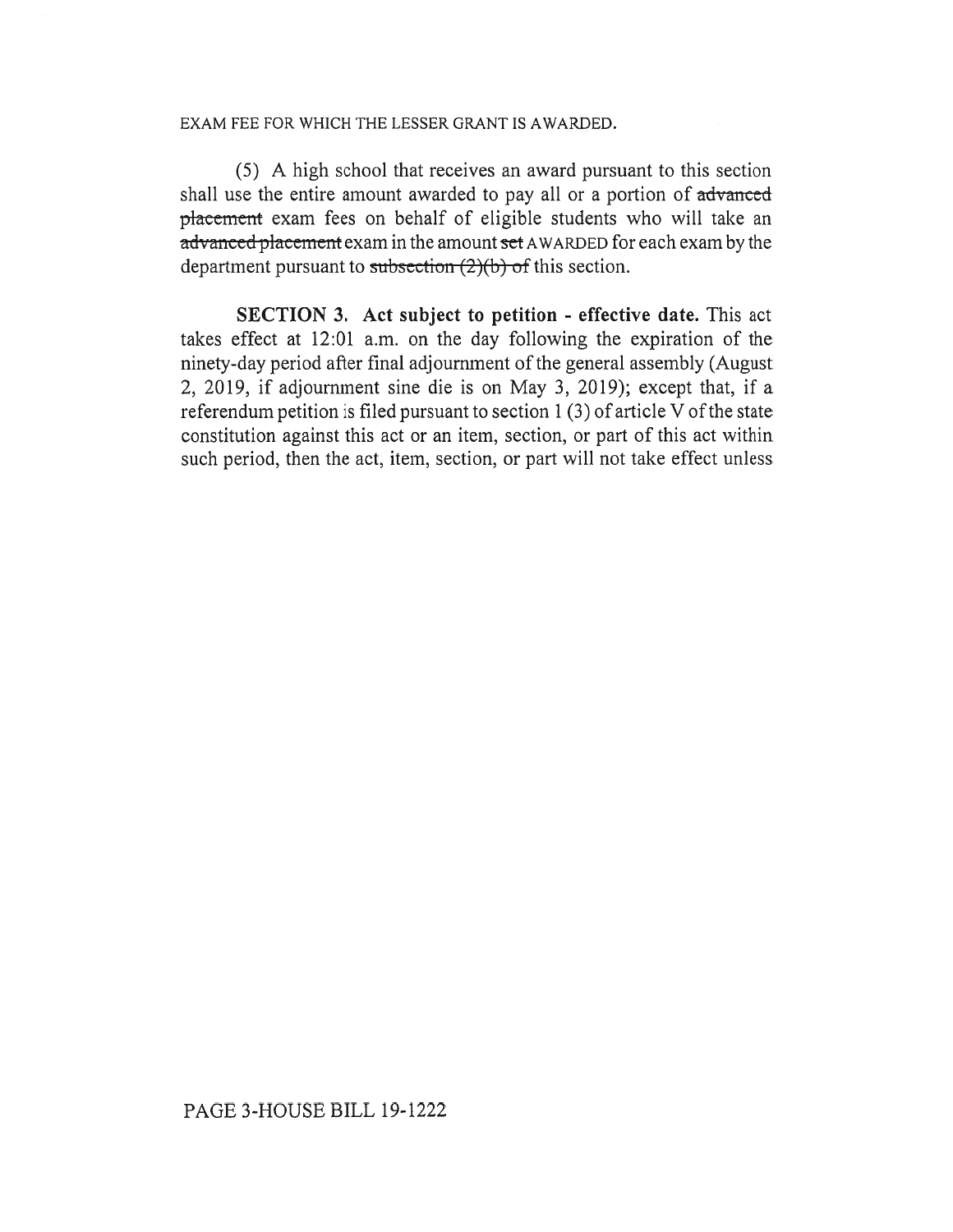EXAM FEE FOR WHICH THE LESSER GRANT IS AWARDED.

(5) A high school that receives an award pursuant to this section shall use the entire amount awarded to pay all or a portion of ~~advanced placement~~ exam fees on behalf of eligible students who will take an ~~advanced placement~~ exam in the amount ~~set~~ AWARDED for each exam by the department pursuant to ~~subsection (2)(b) of~~ this section.

**SECTION 3. Act subject to petition - effective date.** This act takes effect at 12:01 a.m. on the day following the expiration of the ninety-day period after final adjournment of the general assembly (August 2, 2019, if adjournment sine die is on May 3, 2019); except that, if a referendum petition is filed pursuant to section 1 (3) of article V of the state constitution against this act or an item, section, or part of this act within such period, then the act, item, section, or part will not take effect unless

PAGE 3-HOUSE BILL 19-1222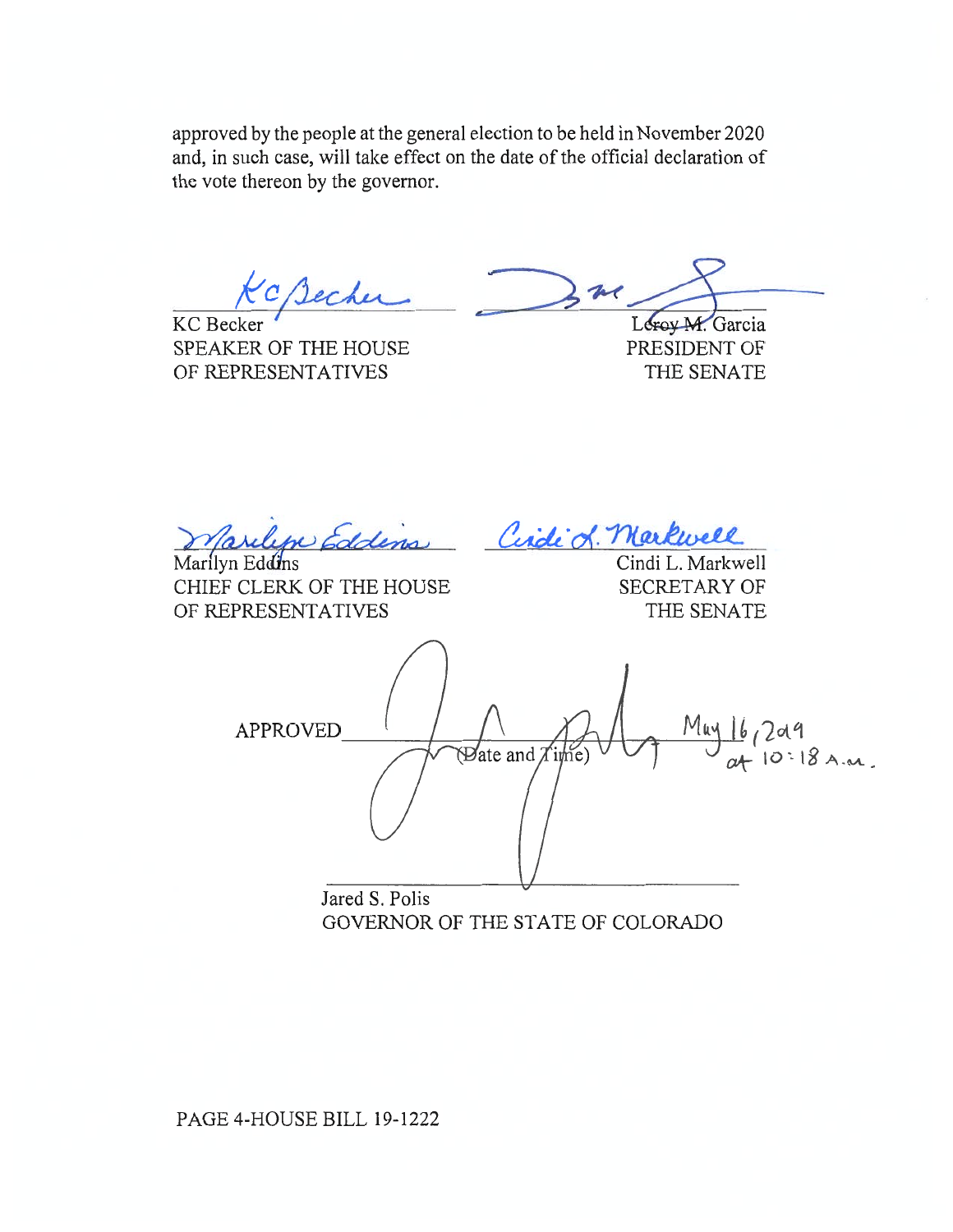approved by the people at the general election to be held in November 2020 and, in such case, will take effect on the date of the official declaration of the vote thereon by the governor.

| | |
|---|---|
| KC Becker<br>SPEAKER OF THE HOUSE<br>OF REPRESENTATIVES | Leroy M. Garcia<br>PRESIDENT OF<br>THE SENATE |
| Marilyn Eddins<br>CHIEF CLERK OF THE HOUSE<br>OF REPRESENTATIVES | Cindi L. Markwell<br>SECRETARY OF<br>THE SENATE |

APPROVED May 16, 2019 at 10:18 A.M.
(Date and Time)

Jared S. Polis
GOVERNOR OF THE STATE OF COLORADO

PAGE 4-HOUSE BILL 19-1222